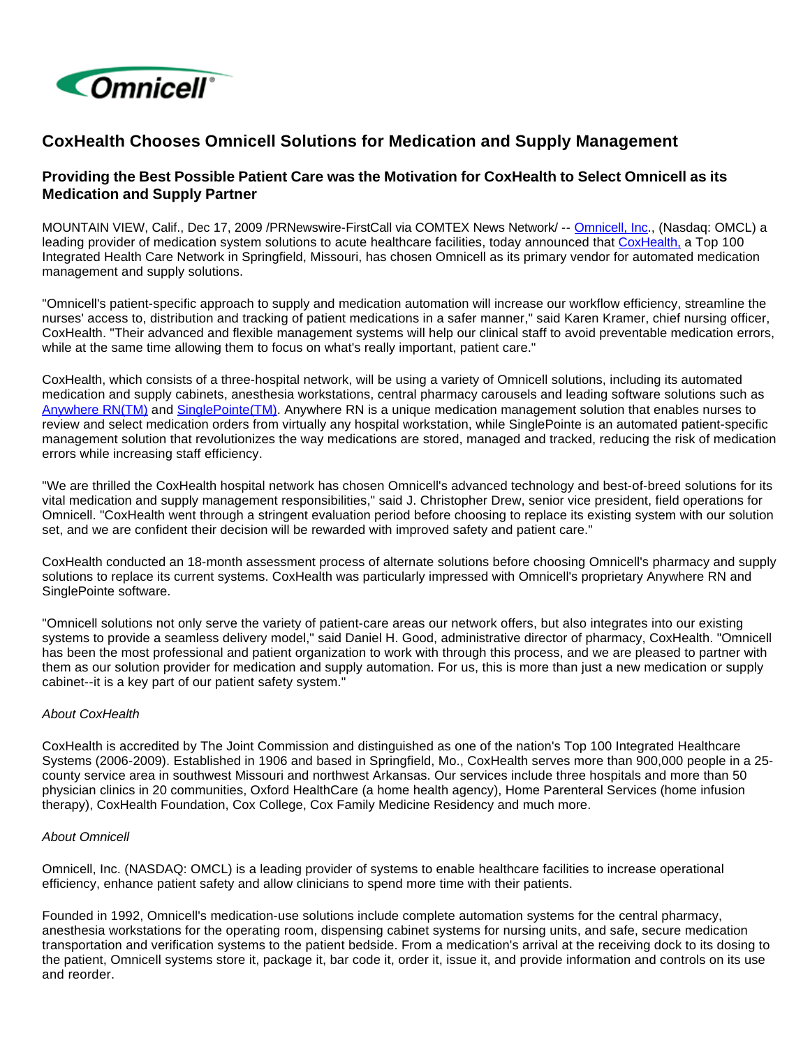# CoxHealth Chooses Omnicell Solutions for Medication and Supply Management

## Providing the Best Possible Patient Care was the Motivation for CoxHealth to Select Omnicell as its Medication and Supply Partner

MOUNTAIN VIEW, Calif., Dec 17, 2009 /PRNewswire-FirstCall via COMTEX News Network/ -- Omnicell, Inc., (Nasdaq: OMCL) a leading provider of medication system solutions to acute healthcare facilities, today announced that CoxHealth, a Top 100 Integrated Health Care Network in Springfield, Missouri, has chosen Omnicell as its primary vendor for automated medication management and supply solutions.

"Omnicell's patient-specific approach to supply and medication automation will increase our workflow efficiency, streamline the nurses' access to, distribution and tracking of patient medications in a safer manner," said Karen Kramer, chief nursing officer, CoxHealth. "Their advanced and flexible management systems will help our clinical staff to avoid preventable medication errors, while at the same time allowing them to focus on what's really important, patient care."

CoxHealth, which consists of a three-hospital network, will be using a variety of Omnicell solutions, including its automated medication and supply cabinets, anesthesia workstations, central pharmacy carousels and leading software solutions such as Anywhere RN(TM) and SinglePointe(TM). Anywhere RN is a unique medication management solution that enables nurses to review and select medication orders from virtually any hospital workstation, while SinglePointe is an automated patient-specific management solution that revolutionizes the way medications are stored, managed and tracked, reducing the risk of medication errors while increasing staff efficiency.

"We are thrilled the CoxHealth hospital network has chosen Omnicell's advanced technology and best-of-breed solutions for its vital medication and supply management responsibilities," said J. Christopher Drew, senior vice president, field operations for Omnicell. "CoxHealth went through a stringent evaluation period before choosing to replace its existing system with our solution set, and we are confident their decision will be rewarded with improved safety and patient care."

CoxHealth conducted an 18-month assessment process of alternate solutions before choosing Omnicell's pharmacy and supply solutions to replace its current systems. CoxHealth was particularly impressed with Omnicell's proprietary Anywhere RN and SinglePointe software.

"Omnicell solutions not only serve the variety of patient-care areas our network offers, but also integrates into our existing systems to provide a seamless delivery model," said Daniel H. Good, administrative director of pharmacy, CoxHealth. "Omnicell has been the most professional and patient organization to work with through this process, and we are pleased to partner with them as our solution provider for medication and supply automation. For us, this is more than just a new medication or supply cabinet--it is a key part of our patient safety system."

*About CoxHealth*

CoxHealth is accredited by The Joint Commission and distinguished as one of the nation's Top 100 Integrated Healthcare Systems (2006-2009). Established in 1906 and based in Springfield, Mo., CoxHealth serves more than 900,000 people in a 25-county service area in southwest Missouri and northwest Arkansas. Our services include three hospitals and more than 50 physician clinics in 20 communities, Oxford HealthCare (a home health agency), Home Parenteral Services (home infusion therapy), CoxHealth Foundation, Cox College, Cox Family Medicine Residency and much more.

*About Omnicell*

Omnicell, Inc. (NASDAQ: OMCL) is a leading provider of systems to enable healthcare facilities to increase operational efficiency, enhance patient safety and allow clinicians to spend more time with their patients.

Founded in 1992, Omnicell's medication-use solutions include complete automation systems for the central pharmacy, anesthesia workstations for the operating room, dispensing cabinet systems for nursing units, and safe, secure medication transportation and verification systems to the patient bedside. From a medication's arrival at the receiving dock to its dosing to the patient, Omnicell systems store it, package it, bar code it, order it, issue it, and provide information and controls on its use and reorder.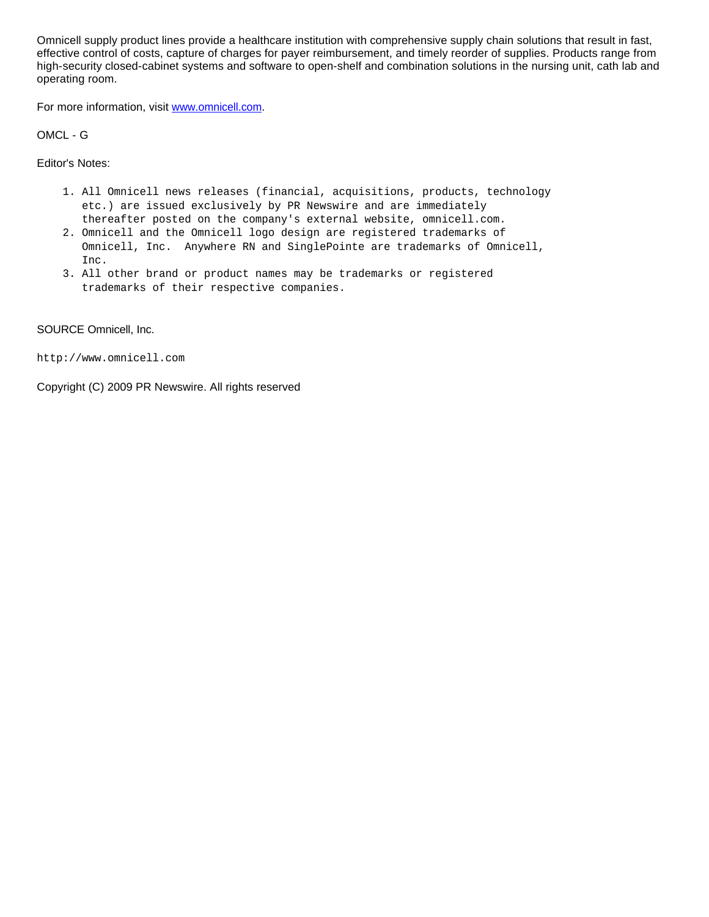Omnicell supply product lines provide a healthcare institution with comprehensive supply chain solutions that result in fast, effective control of costs, capture of charges for payer reimbursement, and timely reorder of supplies. Products range from high-security closed-cabinet systems and software to open-shelf and combination solutions in the nursing unit, cath lab and operating room.

For more information, visit www.omnicell.com.

OMCL - G

Editor's Notes:

1. All Omnicell news releases (financial, acquisitions, products, technology etc.) are issued exclusively by PR Newswire and are immediately thereafter posted on the company's external website, omnicell.com.
2. Omnicell and the Omnicell logo design are registered trademarks of Omnicell, Inc. Anywhere RN and SinglePointe are trademarks of Omnicell, Inc.
3. All other brand or product names may be trademarks or registered trademarks of their respective companies.

SOURCE Omnicell, Inc.

http://www.omnicell.com

Copyright (C) 2009 PR Newswire. All rights reserved